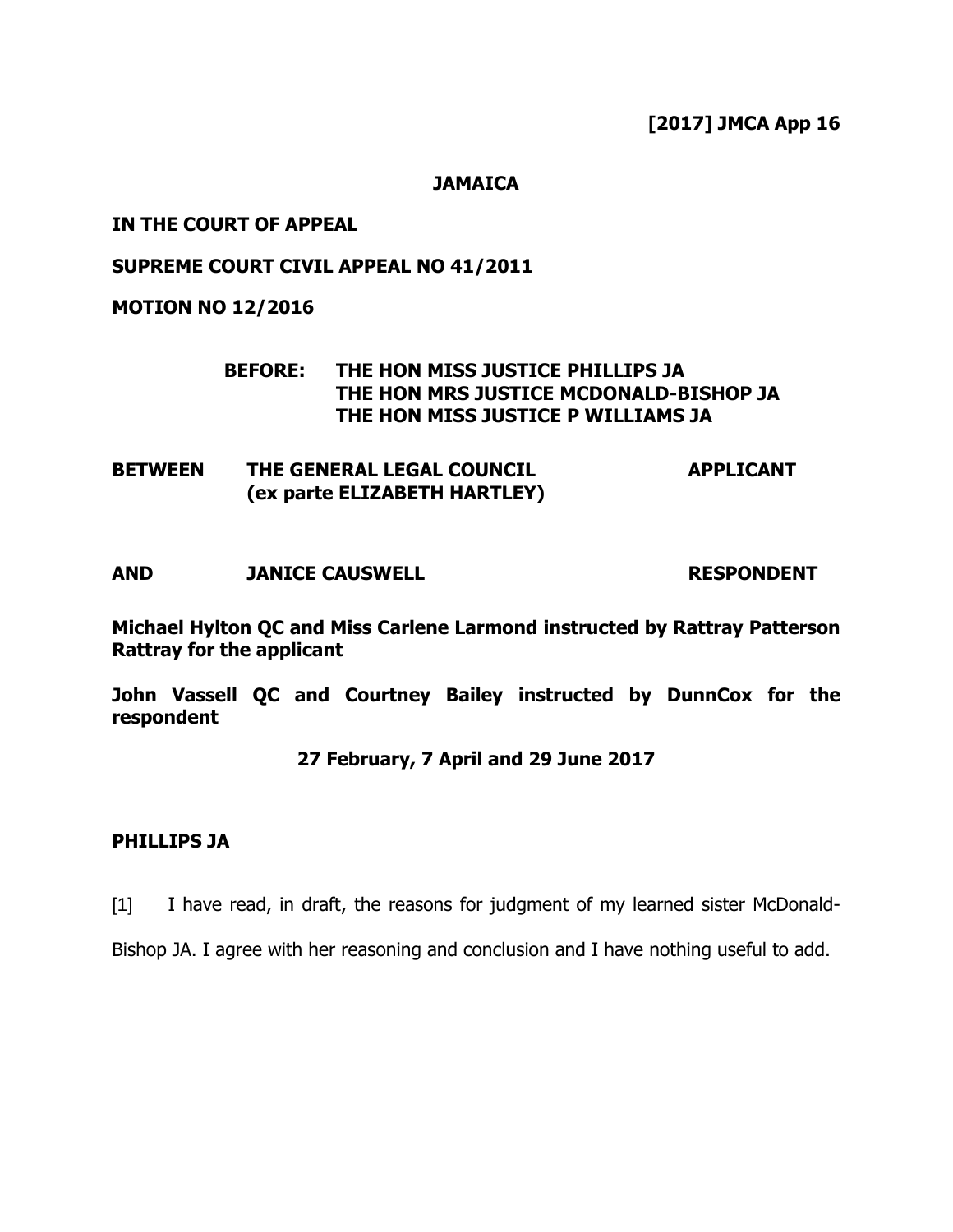**[2017] JMCA App 16**

**JAMAICA**

**IN THE COURT OF APPEAL**

**SUPREME COURT CIVIL APPEAL NO 41/2011**

**MOTION NO 12/2016**

**BEFORE: THE HON MISS JUSTICE PHILLIPS JA**
**THE HON MRS JUSTICE MCDONALD-BISHOP JA**
**THE HON MISS JUSTICE P WILLIAMS JA**

| | | |
|---|---|---|
| **BETWEEN** | **THE GENERAL LEGAL COUNCIL (ex parte ELIZABETH HARTLEY)** | **APPLICANT** |
| **AND** | **JANICE CAUSWELL** | **RESPONDENT** |

**Michael Hylton QC and Miss Carlene Larmond instructed by Rattray Patterson Rattray for the applicant**

**John Vassell QC and Courtney Bailey instructed by DunnCox for the respondent**

**27 February, 7 April and 29 June 2017**

**PHILLIPS JA**

[1] I have read, in draft, the reasons for judgment of my learned sister McDonald-Bishop JA. I agree with her reasoning and conclusion and I have nothing useful to add.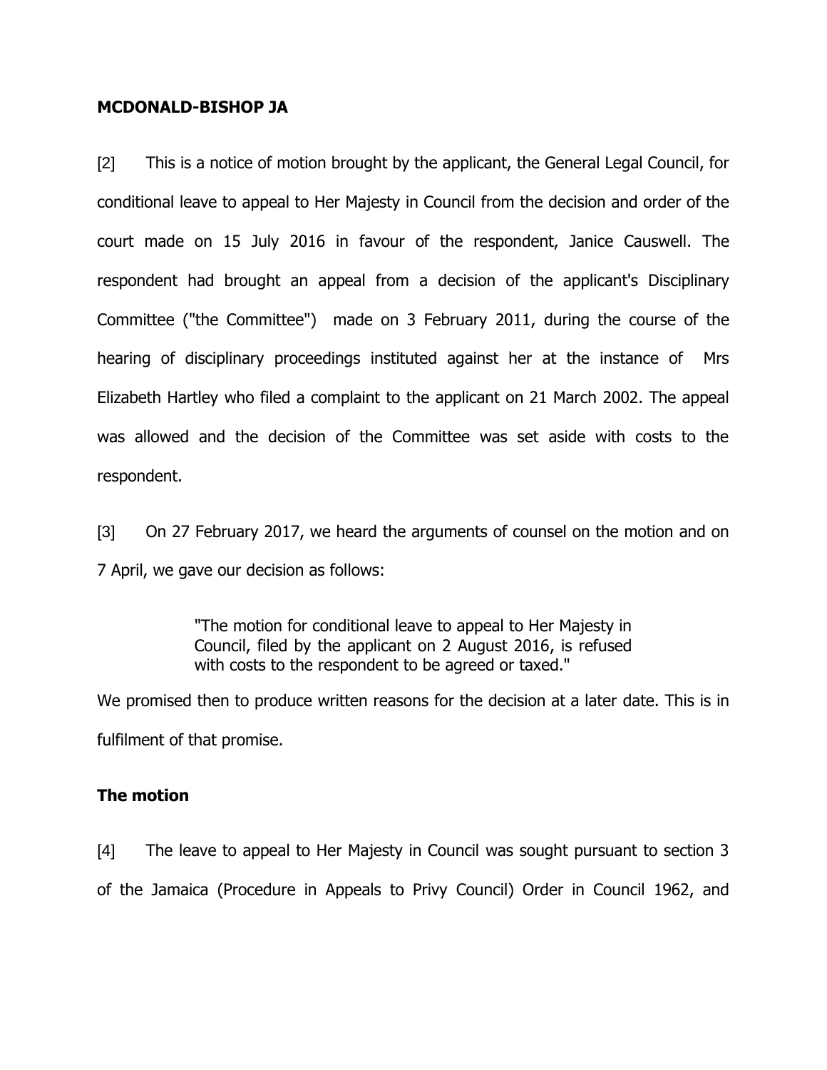**MCDONALD-BISHOP JA**

[2] This is a notice of motion brought by the applicant, the General Legal Council, for conditional leave to appeal to Her Majesty in Council from the decision and order of the court made on 15 July 2016 in favour of the respondent, Janice Causwell. The respondent had brought an appeal from a decision of the applicant's Disciplinary Committee ("the Committee") made on 3 February 2011, during the course of the hearing of disciplinary proceedings instituted against her at the instance of Mrs Elizabeth Hartley who filed a complaint to the applicant on 21 March 2002. The appeal was allowed and the decision of the Committee was set aside with costs to the respondent.

[3] On 27 February 2017, we heard the arguments of counsel on the motion and on 7 April, we gave our decision as follows:

> "The motion for conditional leave to appeal to Her Majesty in Council, filed by the applicant on 2 August 2016, is refused with costs to the respondent to be agreed or taxed."

We promised then to produce written reasons for the decision at a later date. This is in fulfilment of that promise.

**The motion**

[4] The leave to appeal to Her Majesty in Council was sought pursuant to section 3 of the Jamaica (Procedure in Appeals to Privy Council) Order in Council 1962, and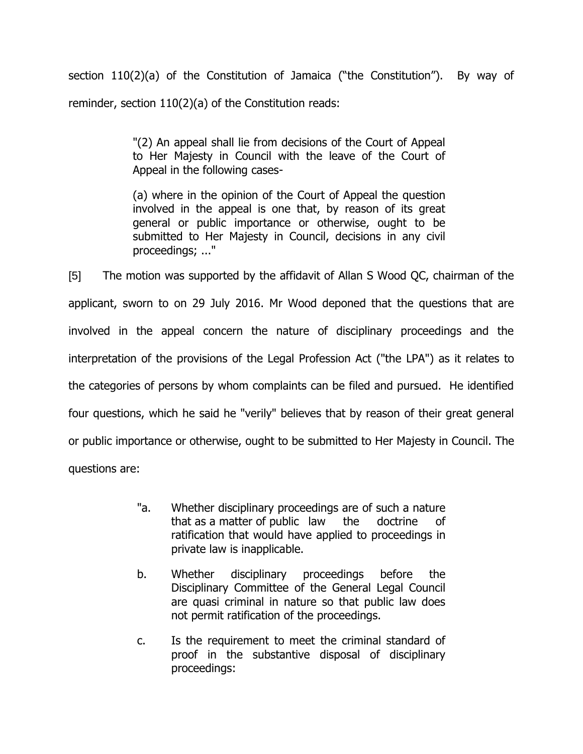section 110(2)(a) of the Constitution of Jamaica ("the Constitution"). By way of reminder, section 110(2)(a) of the Constitution reads:

> "(2) An appeal shall lie from decisions of the Court of Appeal to Her Majesty in Council with the leave of the Court of Appeal in the following cases-
>
> (a) where in the opinion of the Court of Appeal the question involved in the appeal is one that, by reason of its great general or public importance or otherwise, ought to be submitted to Her Majesty in Council, decisions in any civil proceedings; ..."

[5] The motion was supported by the affidavit of Allan S Wood QC, chairman of the applicant, sworn to on 29 July 2016. Mr Wood deponed that the questions that are involved in the appeal concern the nature of disciplinary proceedings and the interpretation of the provisions of the Legal Profession Act ("the LPA") as it relates to the categories of persons by whom complaints can be filed and pursued. He identified four questions, which he said he "verily" believes that by reason of their great general or public importance or otherwise, ought to be submitted to Her Majesty in Council. The questions are:

> "a. Whether disciplinary proceedings are of such a nature that as a matter of public law the doctrine of ratification that would have applied to proceedings in private law is inapplicable.
>
> b. Whether disciplinary proceedings before the Disciplinary Committee of the General Legal Council are quasi criminal in nature so that public law does not permit ratification of the proceedings.
>
> c. Is the requirement to meet the criminal standard of proof in the substantive disposal of disciplinary proceedings: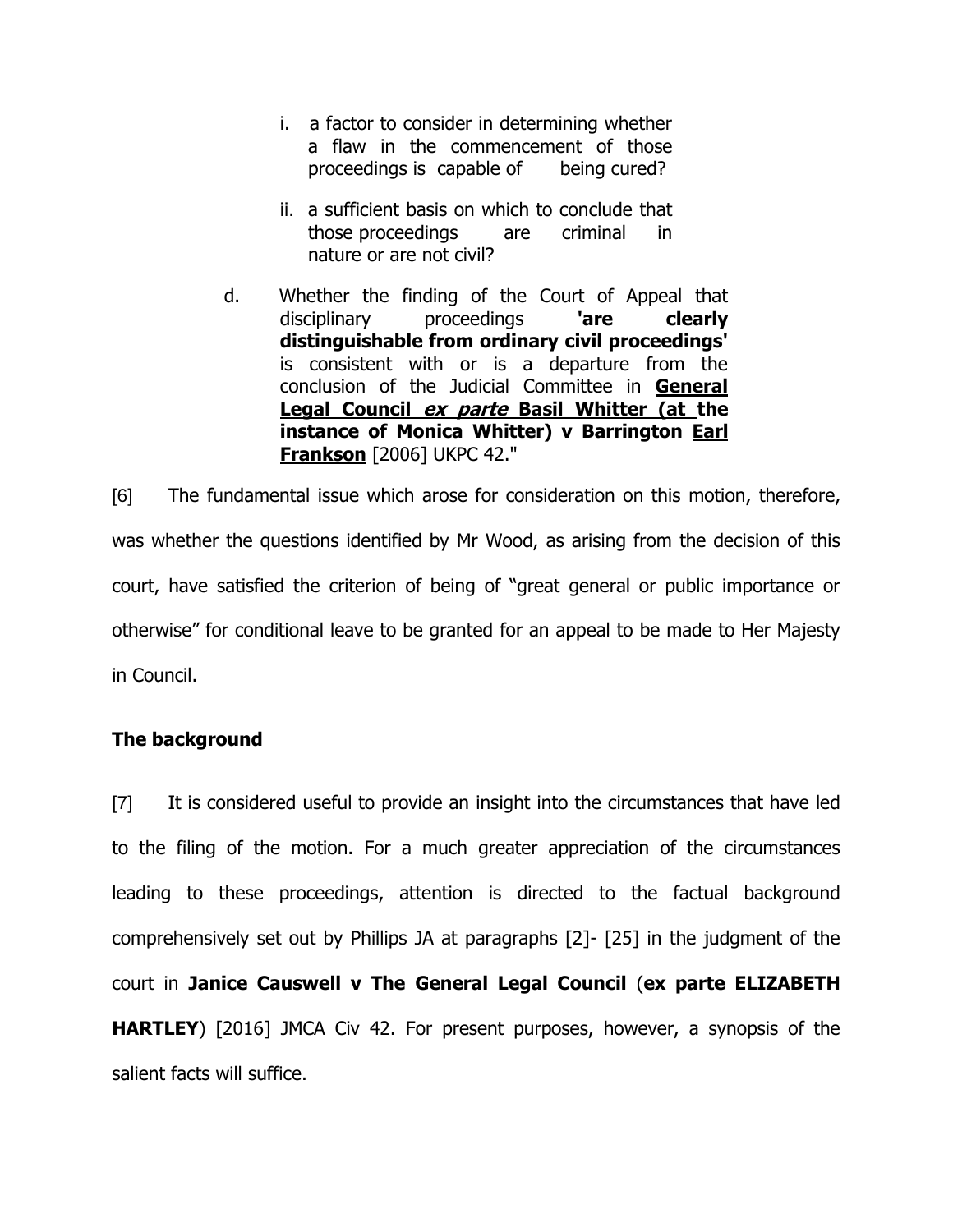i. a factor to consider in determining whether a flaw in the commencement of those proceedings is capable of being cured?

ii. a sufficient basis on which to conclude that those proceedings are criminal in nature or are not civil?

d. Whether the finding of the Court of Appeal that disciplinary proceedings **'are clearly distinguishable from ordinary civil proceedings'** is consistent with or is a departure from the conclusion of the Judicial Committee in **General Legal Council *ex parte* Basil Whitter (at the instance of Monica Whitter) v Barrington Earl Frankson** [2006] UKPC 42."

[6] The fundamental issue which arose for consideration on this motion, therefore, was whether the questions identified by Mr Wood, as arising from the decision of this court, have satisfied the criterion of being of "great general or public importance or otherwise" for conditional leave to be granted for an appeal to be made to Her Majesty in Council.

## The background

[7] It is considered useful to provide an insight into the circumstances that have led to the filing of the motion. For a much greater appreciation of the circumstances leading to these proceedings, attention is directed to the factual background comprehensively set out by Phillips JA at paragraphs [2]- [25] in the judgment of the court in **Janice Causwell v The General Legal Council** (**ex parte ELIZABETH HARTLEY**) [2016] JMCA Civ 42. For present purposes, however, a synopsis of the salient facts will suffice.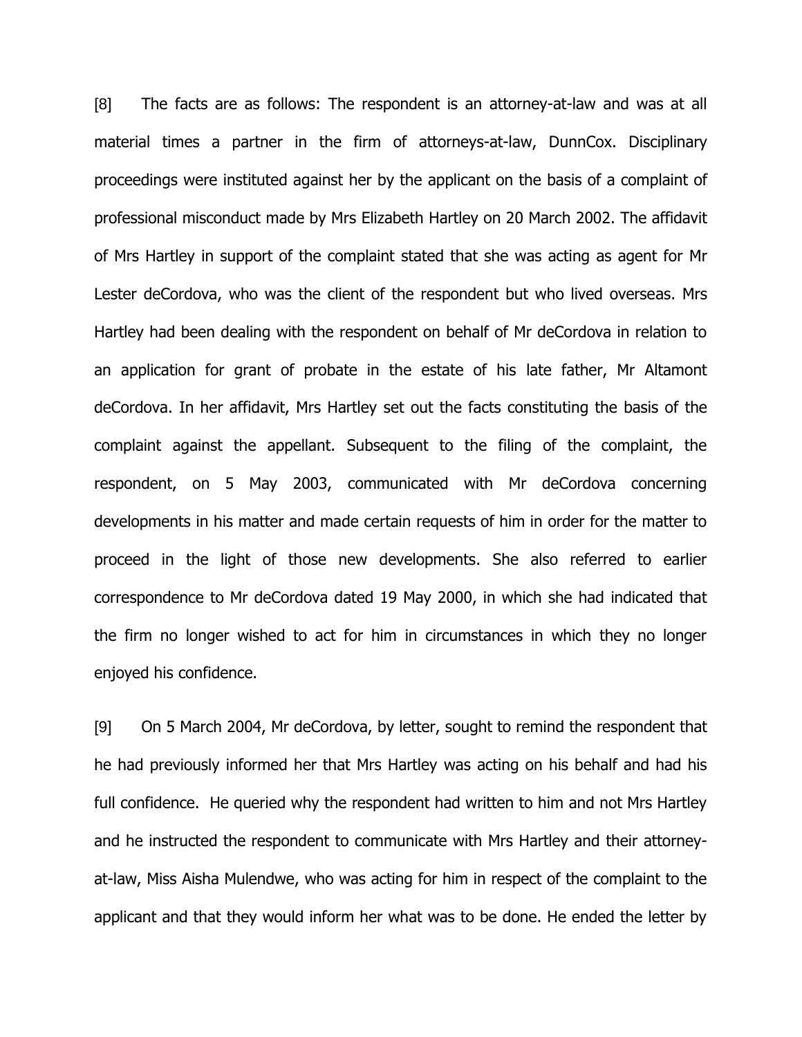[8] The facts are as follows: The respondent is an attorney-at-law and was at all material times a partner in the firm of attorneys-at-law, DunnCox. Disciplinary proceedings were instituted against her by the applicant on the basis of a complaint of professional misconduct made by Mrs Elizabeth Hartley on 20 March 2002. The affidavit of Mrs Hartley in support of the complaint stated that she was acting as agent for Mr Lester deCordova, who was the client of the respondent but who lived overseas. Mrs Hartley had been dealing with the respondent on behalf of Mr deCordova in relation to an application for grant of probate in the estate of his late father, Mr Altamont deCordova. In her affidavit, Mrs Hartley set out the facts constituting the basis of the complaint against the appellant. Subsequent to the filing of the complaint, the respondent, on 5 May 2003, communicated with Mr deCordova concerning developments in his matter and made certain requests of him in order for the matter to proceed in the light of those new developments. She also referred to earlier correspondence to Mr deCordova dated 19 May 2000, in which she had indicated that the firm no longer wished to act for him in circumstances in which they no longer enjoyed his confidence.

[9] On 5 March 2004, Mr deCordova, by letter, sought to remind the respondent that he had previously informed her that Mrs Hartley was acting on his behalf and had his full confidence. He queried why the respondent had written to him and not Mrs Hartley and he instructed the respondent to communicate with Mrs Hartley and their attorney-at-law, Miss Aisha Mulendwe, who was acting for him in respect of the complaint to the applicant and that they would inform her what was to be done. He ended the letter by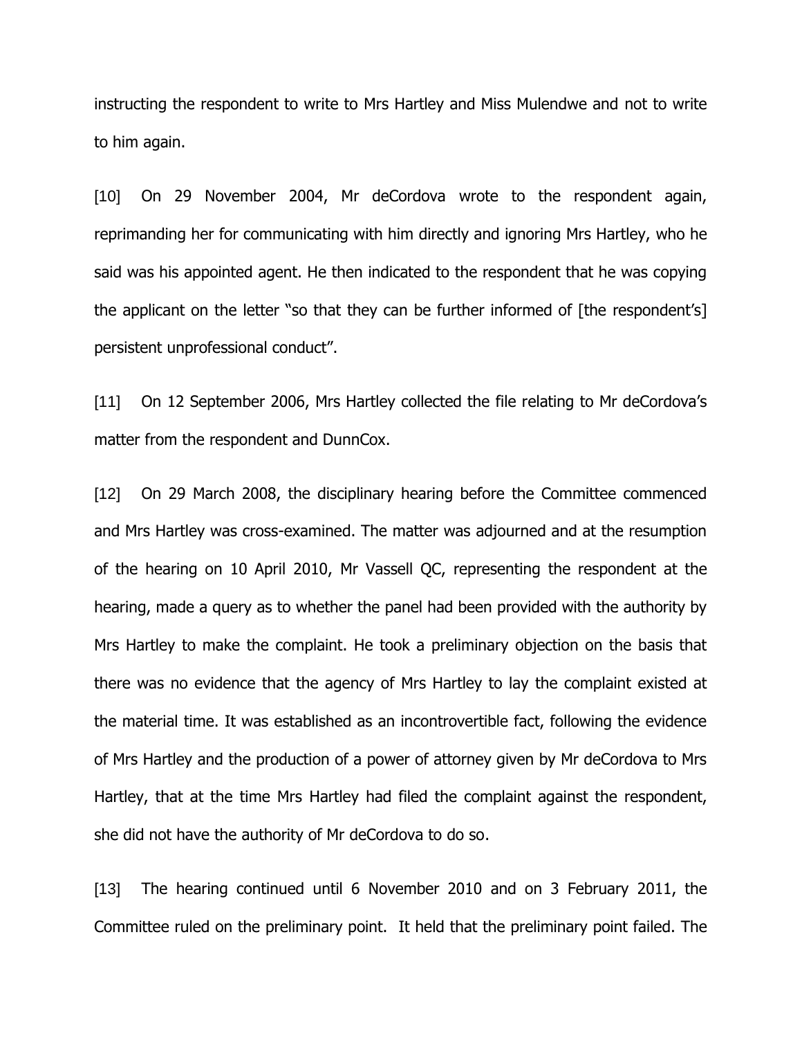instructing the respondent to write to Mrs Hartley and Miss Mulendwe and not to write to him again.

[10] On 29 November 2004, Mr deCordova wrote to the respondent again, reprimanding her for communicating with him directly and ignoring Mrs Hartley, who he said was his appointed agent. He then indicated to the respondent that he was copying the applicant on the letter "so that they can be further informed of [the respondent's] persistent unprofessional conduct".

[11] On 12 September 2006, Mrs Hartley collected the file relating to Mr deCordova's matter from the respondent and DunnCox.

[12] On 29 March 2008, the disciplinary hearing before the Committee commenced and Mrs Hartley was cross-examined. The matter was adjourned and at the resumption of the hearing on 10 April 2010, Mr Vassell QC, representing the respondent at the hearing, made a query as to whether the panel had been provided with the authority by Mrs Hartley to make the complaint. He took a preliminary objection on the basis that there was no evidence that the agency of Mrs Hartley to lay the complaint existed at the material time. It was established as an incontrovertible fact, following the evidence of Mrs Hartley and the production of a power of attorney given by Mr deCordova to Mrs Hartley, that at the time Mrs Hartley had filed the complaint against the respondent, she did not have the authority of Mr deCordova to do so.

[13] The hearing continued until 6 November 2010 and on 3 February 2011, the Committee ruled on the preliminary point. It held that the preliminary point failed. The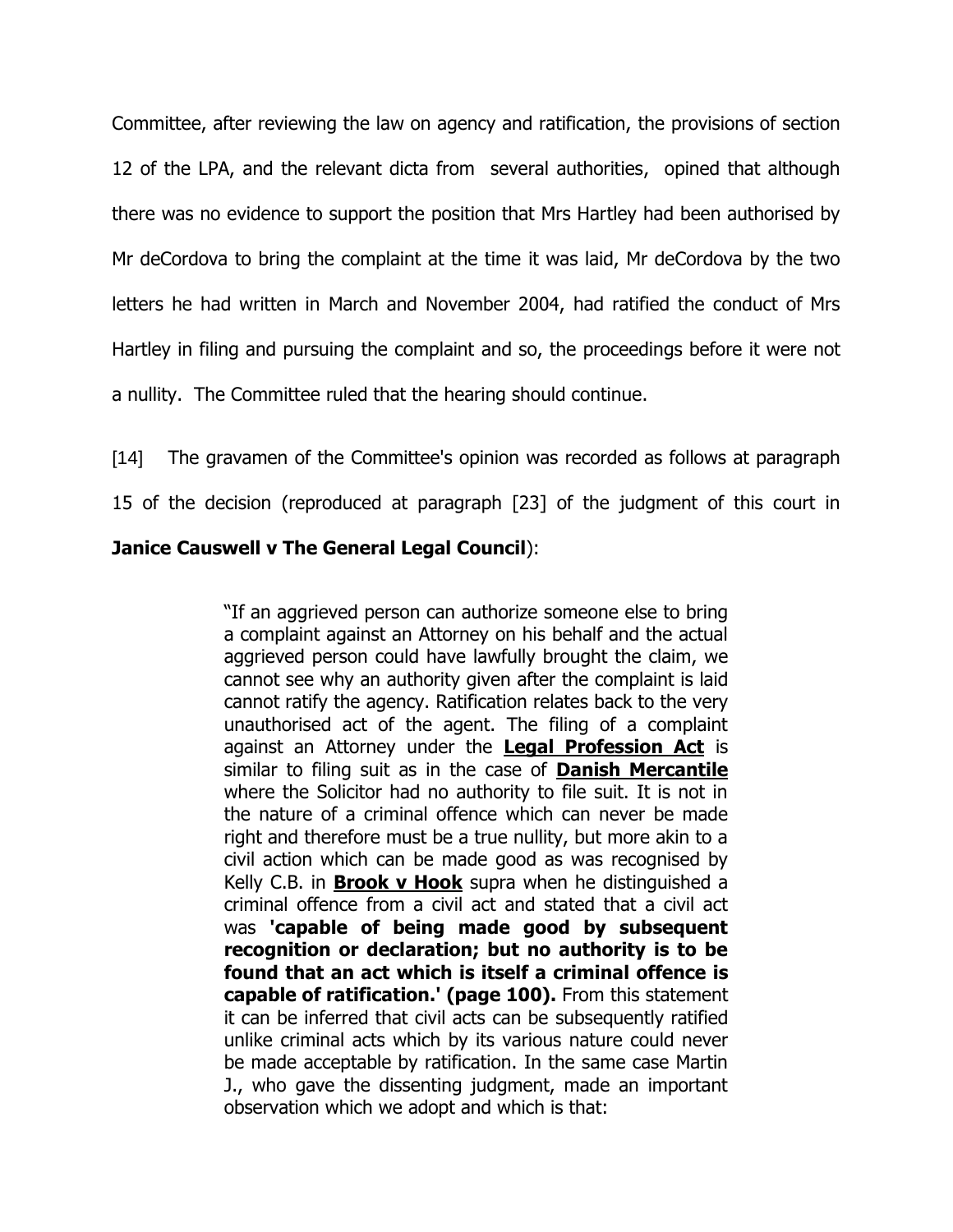Committee, after reviewing the law on agency and ratification, the provisions of section 12 of the LPA, and the relevant dicta from several authorities, opined that although there was no evidence to support the position that Mrs Hartley had been authorised by Mr deCordova to bring the complaint at the time it was laid, Mr deCordova by the two letters he had written in March and November 2004, had ratified the conduct of Mrs Hartley in filing and pursuing the complaint and so, the proceedings before it were not a nullity. The Committee ruled that the hearing should continue.

[14] The gravamen of the Committee's opinion was recorded as follows at paragraph 15 of the decision (reproduced at paragraph [23] of the judgment of this court in **Janice Causwell v The General Legal Council**):

> "If an aggrieved person can authorize someone else to bring a complaint against an Attorney on his behalf and the actual aggrieved person could have lawfully brought the claim, we cannot see why an authority given after the complaint is laid cannot ratify the agency. Ratification relates back to the very unauthorised act of the agent. The filing of a complaint against an Attorney under the **Legal Profession Act** is similar to filing suit as in the case of **Danish Mercantile** where the Solicitor had no authority to file suit. It is not in the nature of a criminal offence which can never be made right and therefore must be a true nullity, but more akin to a civil action which can be made good as was recognised by Kelly C.B. in **Brook v Hook** supra when he distinguished a criminal offence from a civil act and stated that a civil act was **'capable of being made good by subsequent recognition or declaration; but no authority is to be found that an act which is itself a criminal offence is capable of ratification.' (page 100).** From this statement it can be inferred that civil acts can be subsequently ratified unlike criminal acts which by its various nature could never be made acceptable by ratification. In the same case Martin J., who gave the dissenting judgment, made an important observation which we adopt and which is that: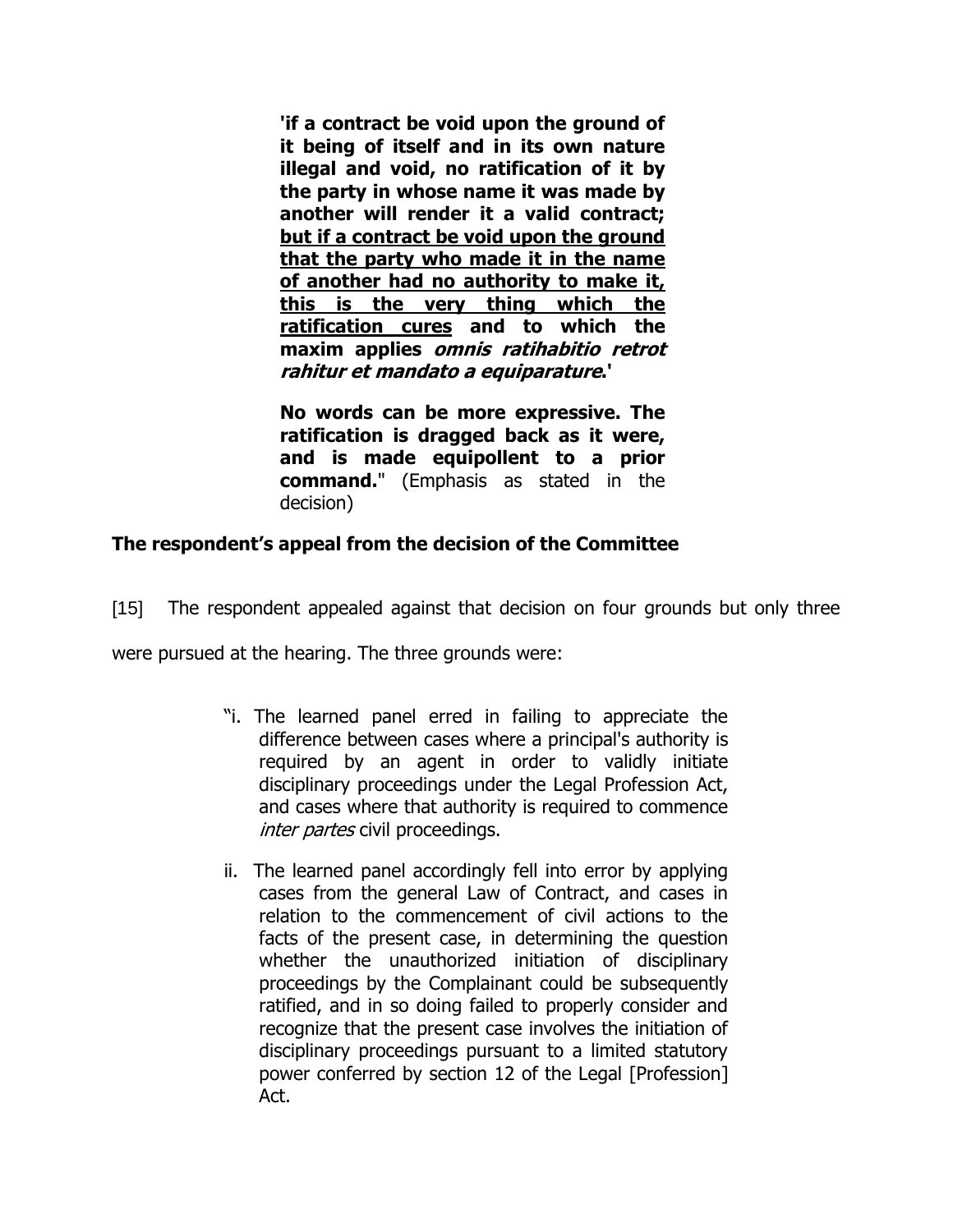> **'if a contract be void upon the ground of it being of itself and in its own nature illegal and void, no ratification of it by the party in whose name it was made by another will render it a valid contract; <u>but if a contract be void upon the ground that the party who made it in the name of another had no authority to make it, this is the very thing which the ratification cures</u> and to which the maxim applies *omnis ratihabitio retrot rahitur et mandato a equiparature*.'**
>
> **No words can be more expressive. The ratification is dragged back as it were, and is made equipollent to a prior command.**" (Emphasis as stated in the decision)

**The respondent's appeal from the decision of the Committee**

[15] The respondent appealed against that decision on four grounds but only three were pursued at the hearing. The three grounds were:

> "i. The learned panel erred in failing to appreciate the difference between cases where a principal's authority is required by an agent in order to validly initiate disciplinary proceedings under the Legal Profession Act, and cases where that authority is required to commence *inter partes* civil proceedings.
>
> ii. The learned panel accordingly fell into error by applying cases from the general Law of Contract, and cases in relation to the commencement of civil actions to the facts of the present case, in determining the question whether the unauthorized initiation of disciplinary proceedings by the Complainant could be subsequently ratified, and in so doing failed to properly consider and recognize that the present case involves the initiation of disciplinary proceedings pursuant to a limited statutory power conferred by section 12 of the Legal [Profession] Act.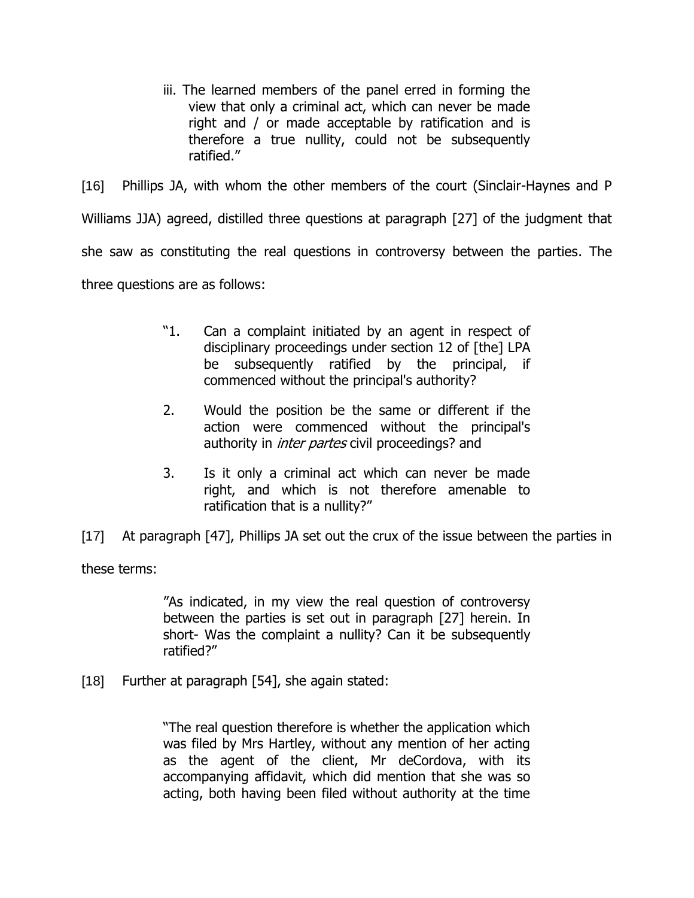> iii. The learned members of the panel erred in forming the view that only a criminal act, which can never be made right and / or made acceptable by ratification and is therefore a true nullity, could not be subsequently ratified."

[16] Phillips JA, with whom the other members of the court (Sinclair-Haynes and P Williams JJA) agreed, distilled three questions at paragraph [27] of the judgment that she saw as constituting the real questions in controversy between the parties. The three questions are as follows:

> "1. Can a complaint initiated by an agent in respect of disciplinary proceedings under section 12 of [the] LPA be subsequently ratified by the principal, if commenced without the principal's authority?
>
> 2. Would the position be the same or different if the action were commenced without the principal's authority in *inter partes* civil proceedings? and
>
> 3. Is it only a criminal act which can never be made right, and which is not therefore amenable to ratification that is a nullity?"

[17] At paragraph [47], Phillips JA set out the crux of the issue between the parties in these terms:

> "As indicated, in my view the real question of controversy between the parties is set out in paragraph [27] herein. In short- Was the complaint a nullity? Can it be subsequently ratified?"

[18] Further at paragraph [54], she again stated:

> "The real question therefore is whether the application which was filed by Mrs Hartley, without any mention of her acting as the agent of the client, Mr deCordova, with its accompanying affidavit, which did mention that she was so acting, both having been filed without authority at the time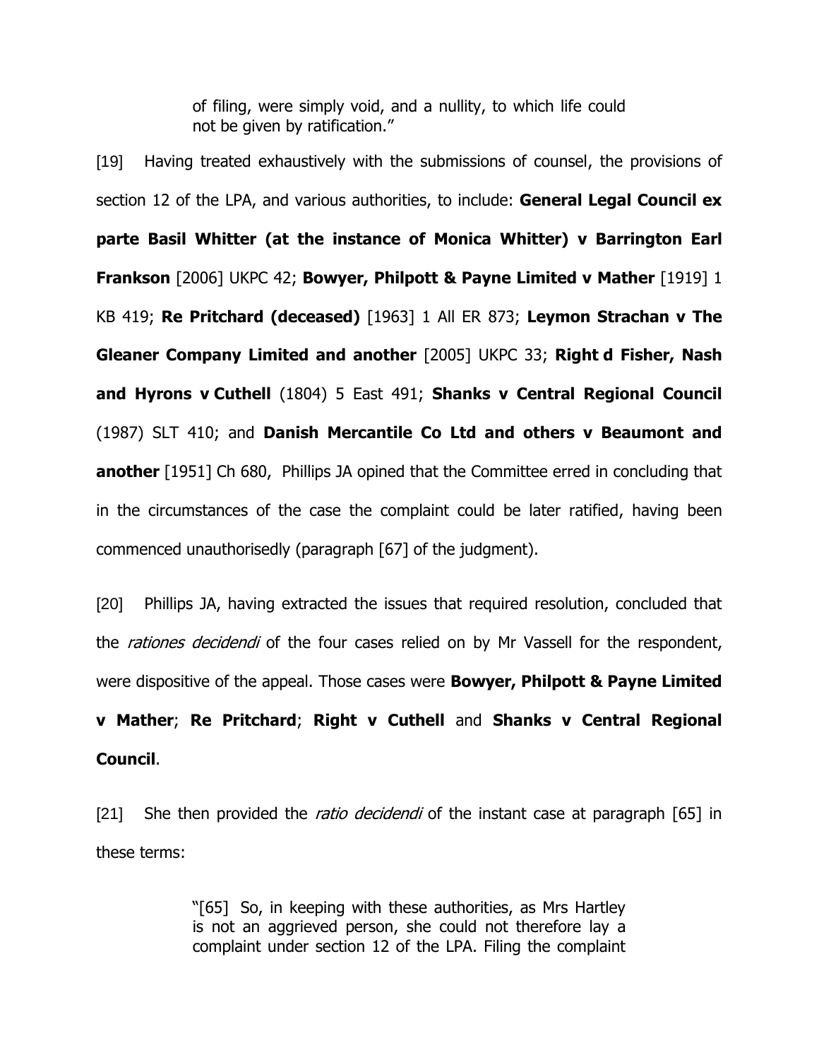> of filing, were simply void, and a nullity, to which life could not be given by ratification."

[19] Having treated exhaustively with the submissions of counsel, the provisions of section 12 of the LPA, and various authorities, to include: **General Legal Council ex parte Basil Whitter (at the instance of Monica Whitter) v Barrington Earl Frankson** [2006] UKPC 42; **Bowyer, Philpott & Payne Limited v Mather** [1919] 1 KB 419; **Re Pritchard (deceased)** [1963] 1 All ER 873; **Leymon Strachan v The Gleaner Company Limited and another** [2005] UKPC 33; **Right d Fisher, Nash and Hyrons v Cuthell** (1804) 5 East 491; **Shanks v Central Regional Council** (1987) SLT 410; and **Danish Mercantile Co Ltd and others v Beaumont and another** [1951] Ch 680, Phillips JA opined that the Committee erred in concluding that in the circumstances of the case the complaint could be later ratified, having been commenced unauthorisedly (paragraph [67] of the judgment).

[20] Phillips JA, having extracted the issues that required resolution, concluded that the *rationes decidendi* of the four cases relied on by Mr Vassell for the respondent, were dispositive of the appeal. Those cases were **Bowyer, Philpott & Payne Limited v Mather**; **Re Pritchard**; **Right v Cuthell** and **Shanks v Central Regional Council**.

[21] She then provided the *ratio decidendi* of the instant case at paragraph [65] in these terms:

> "[65] So, in keeping with these authorities, as Mrs Hartley is not an aggrieved person, she could not therefore lay a complaint under section 12 of the LPA. Filing the complaint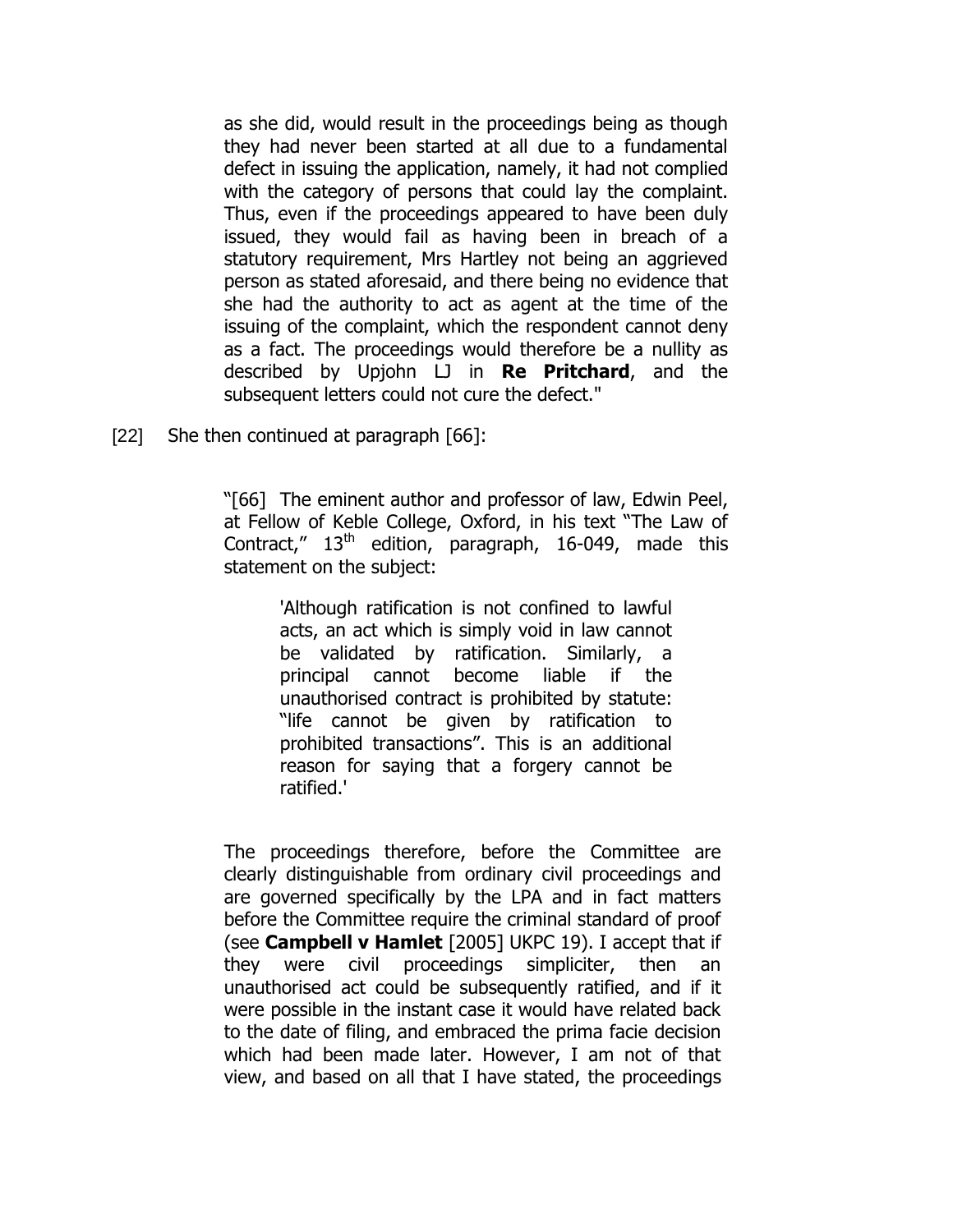> as she did, would result in the proceedings being as though they had never been started at all due to a fundamental defect in issuing the application, namely, it had not complied with the category of persons that could lay the complaint. Thus, even if the proceedings appeared to have been duly issued, they would fail as having been in breach of a statutory requirement, Mrs Hartley not being an aggrieved person as stated aforesaid, and there being no evidence that she had the authority to act as agent at the time of the issuing of the complaint, which the respondent cannot deny as a fact. The proceedings would therefore be a nullity as described by Upjohn LJ in **Re Pritchard**, and the subsequent letters could not cure the defect."

[22] She then continued at paragraph [66]:

> "[66] The eminent author and professor of law, Edwin Peel, at Fellow of Keble College, Oxford, in his text "The Law of Contract," 13th edition, paragraph, 16-049, made this statement on the subject:
>
> > 'Although ratification is not confined to lawful acts, an act which is simply void in law cannot be validated by ratification. Similarly, a principal cannot become liable if the unauthorised contract is prohibited by statute: "life cannot be given by ratification to prohibited transactions". This is an additional reason for saying that a forgery cannot be ratified.'
>
> The proceedings therefore, before the Committee are clearly distinguishable from ordinary civil proceedings and are governed specifically by the LPA and in fact matters before the Committee require the criminal standard of proof (see **Campbell v Hamlet** [2005] UKPC 19). I accept that if they were civil proceedings simpliciter, then an unauthorised act could be subsequently ratified, and if it were possible in the instant case it would have related back to the date of filing, and embraced the prima facie decision which had been made later. However, I am not of that view, and based on all that I have stated, the proceedings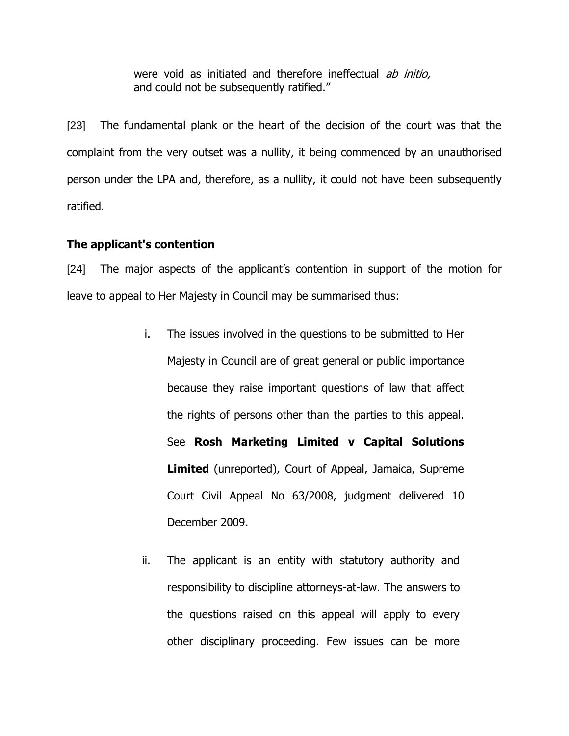> were void as initiated and therefore ineffectual *ab initio,* and could not be subsequently ratified."

[23] The fundamental plank or the heart of the decision of the court was that the complaint from the very outset was a nullity, it being commenced by an unauthorised person under the LPA and, therefore, as a nullity, it could not have been subsequently ratified.

**The applicant's contention**

[24] The major aspects of the applicant's contention in support of the motion for leave to appeal to Her Majesty in Council may be summarised thus:

i. The issues involved in the questions to be submitted to Her Majesty in Council are of great general or public importance because they raise important questions of law that affect the rights of persons other than the parties to this appeal. See **Rosh Marketing Limited v Capital Solutions Limited** (unreported), Court of Appeal, Jamaica, Supreme Court Civil Appeal No 63/2008, judgment delivered 10 December 2009.

ii. The applicant is an entity with statutory authority and responsibility to discipline attorneys-at-law. The answers to the questions raised on this appeal will apply to every other disciplinary proceeding. Few issues can be more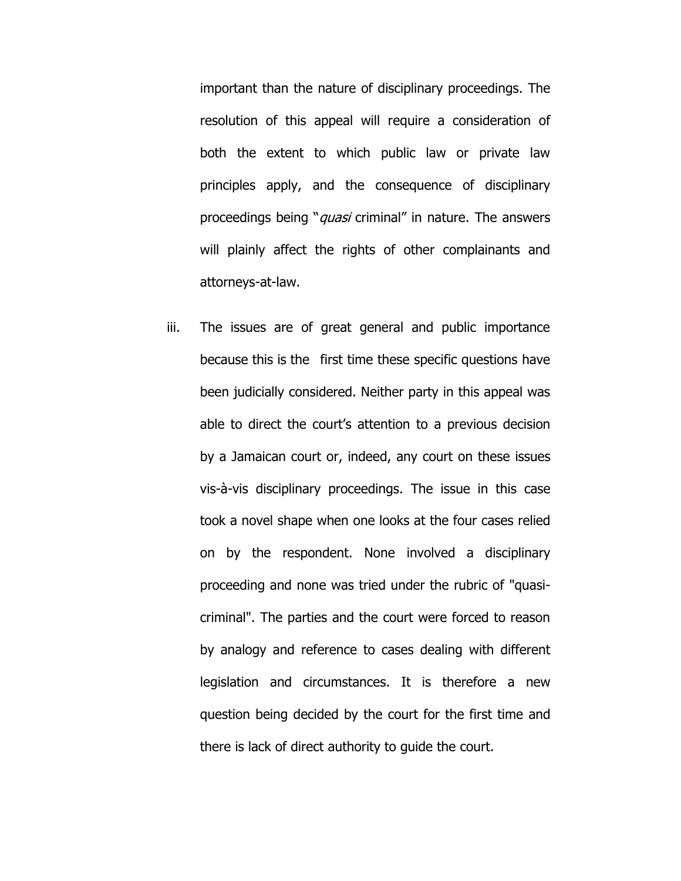important than the nature of disciplinary proceedings. The resolution of this appeal will require a consideration of both the extent to which public law or private law principles apply, and the consequence of disciplinary proceedings being "*quasi* criminal" in nature. The answers will plainly affect the rights of other complainants and attorneys-at-law.

iii. The issues are of great general and public importance because this is the first time these specific questions have been judicially considered. Neither party in this appeal was able to direct the court's attention to a previous decision by a Jamaican court or, indeed, any court on these issues vis-à-vis disciplinary proceedings. The issue in this case took a novel shape when one looks at the four cases relied on by the respondent. None involved a disciplinary proceeding and none was tried under the rubric of "quasi-criminal". The parties and the court were forced to reason by analogy and reference to cases dealing with different legislation and circumstances. It is therefore a new question being decided by the court for the first time and there is lack of direct authority to guide the court.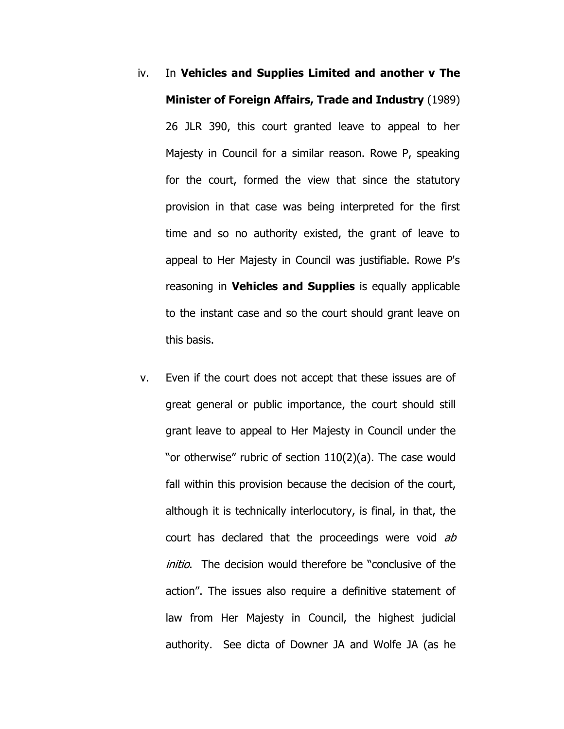iv. In **Vehicles and Supplies Limited and another v The Minister of Foreign Affairs, Trade and Industry** (1989) 26 JLR 390, this court granted leave to appeal to her Majesty in Council for a similar reason. Rowe P, speaking for the court, formed the view that since the statutory provision in that case was being interpreted for the first time and so no authority existed, the grant of leave to appeal to Her Majesty in Council was justifiable. Rowe P's reasoning in **Vehicles and Supplies** is equally applicable to the instant case and so the court should grant leave on this basis.

v. Even if the court does not accept that these issues are of great general or public importance, the court should still grant leave to appeal to Her Majesty in Council under the "or otherwise" rubric of section 110(2)(a). The case would fall within this provision because the decision of the court, although it is technically interlocutory, is final, in that, the court has declared that the proceedings were void *ab initio*. The decision would therefore be "conclusive of the action". The issues also require a definitive statement of law from Her Majesty in Council, the highest judicial authority. See dicta of Downer JA and Wolfe JA (as he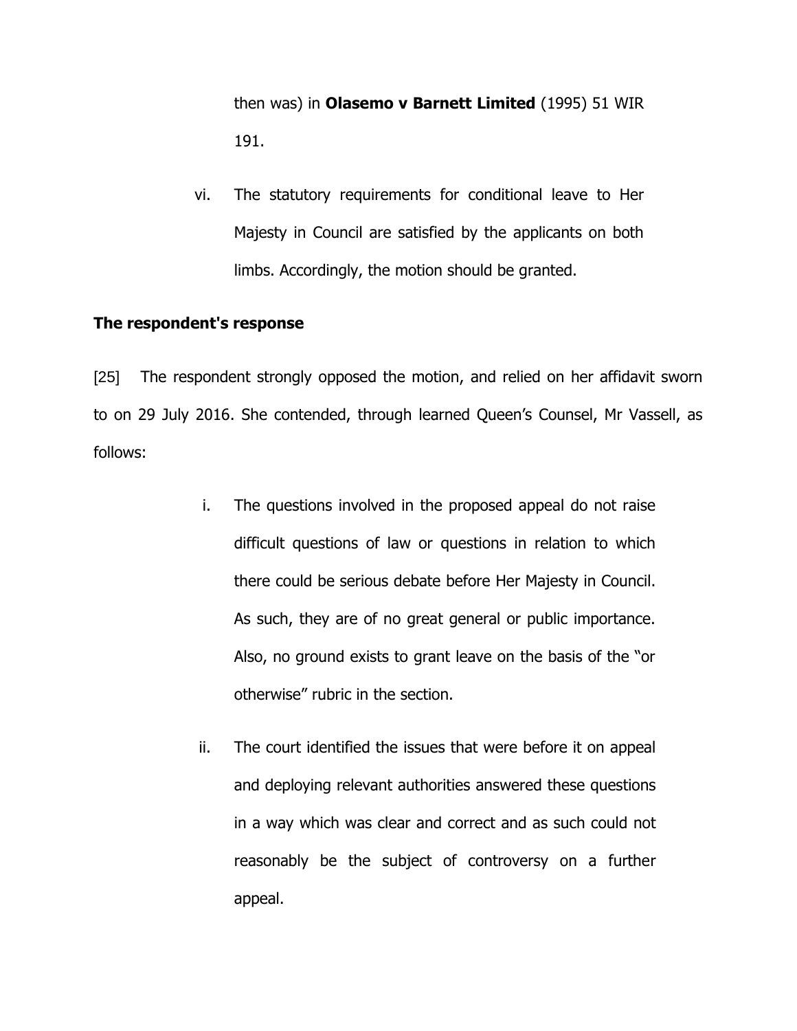then was) in **Olasemo v Barnett Limited** (1995) 51 WIR 191.

vi. The statutory requirements for conditional leave to Her Majesty in Council are satisfied by the applicants on both limbs. Accordingly, the motion should be granted.

**The respondent's response**

[25] The respondent strongly opposed the motion, and relied on her affidavit sworn to on 29 July 2016. She contended, through learned Queen's Counsel, Mr Vassell, as follows:

i. The questions involved in the proposed appeal do not raise difficult questions of law or questions in relation to which there could be serious debate before Her Majesty in Council. As such, they are of no great general or public importance. Also, no ground exists to grant leave on the basis of the "or otherwise" rubric in the section.

ii. The court identified the issues that were before it on appeal and deploying relevant authorities answered these questions in a way which was clear and correct and as such could not reasonably be the subject of controversy on a further appeal.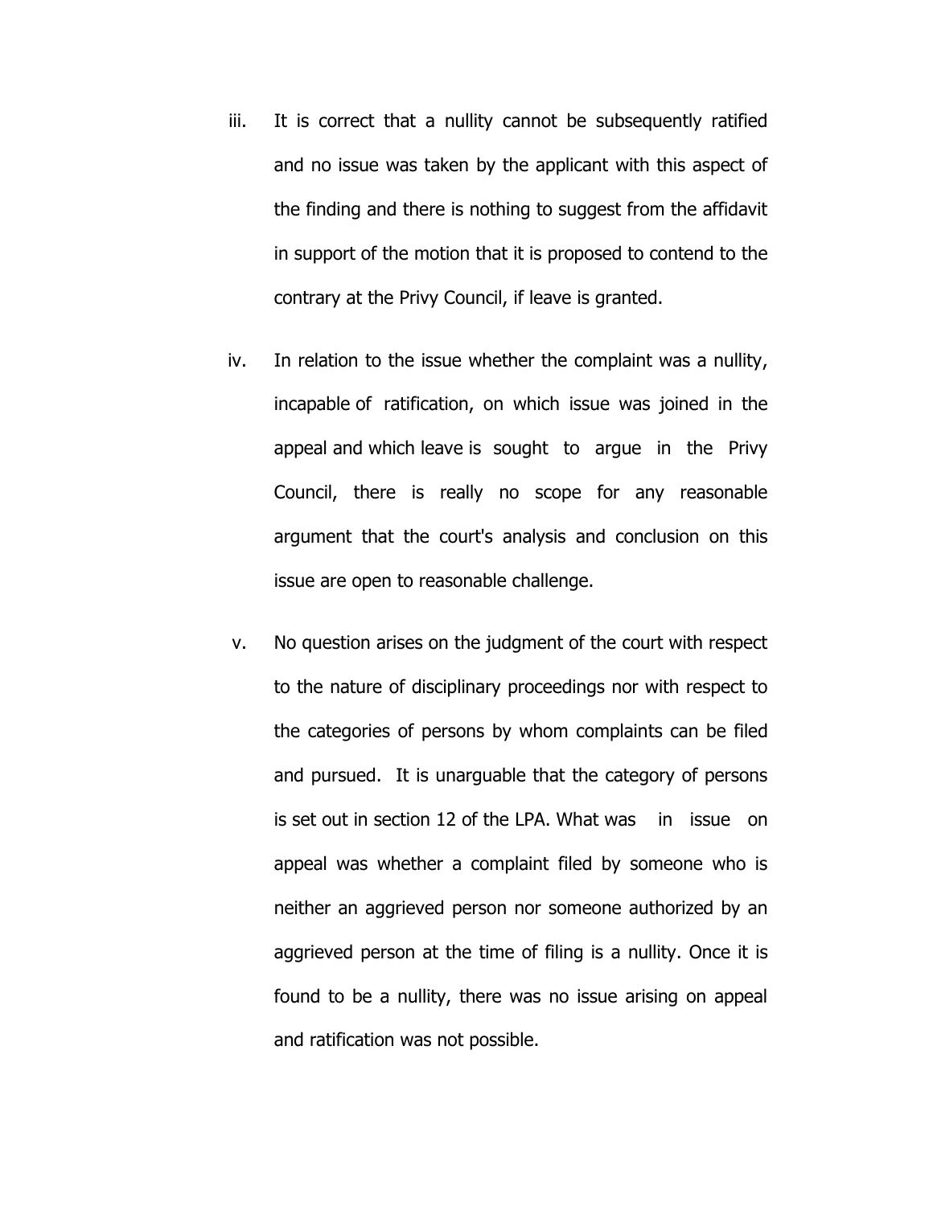iii. It is correct that a nullity cannot be subsequently ratified and no issue was taken by the applicant with this aspect of the finding and there is nothing to suggest from the affidavit in support of the motion that it is proposed to contend to the contrary at the Privy Council, if leave is granted.

iv. In relation to the issue whether the complaint was a nullity, incapable of ratification, on which issue was joined in the appeal and which leave is sought to argue in the Privy Council, there is really no scope for any reasonable argument that the court's analysis and conclusion on this issue are open to reasonable challenge.

v. No question arises on the judgment of the court with respect to the nature of disciplinary proceedings nor with respect to the categories of persons by whom complaints can be filed and pursued. It is unarguable that the category of persons is set out in section 12 of the LPA. What was in issue on appeal was whether a complaint filed by someone who is neither an aggrieved person nor someone authorized by an aggrieved person at the time of filing is a nullity. Once it is found to be a nullity, there was no issue arising on appeal and ratification was not possible.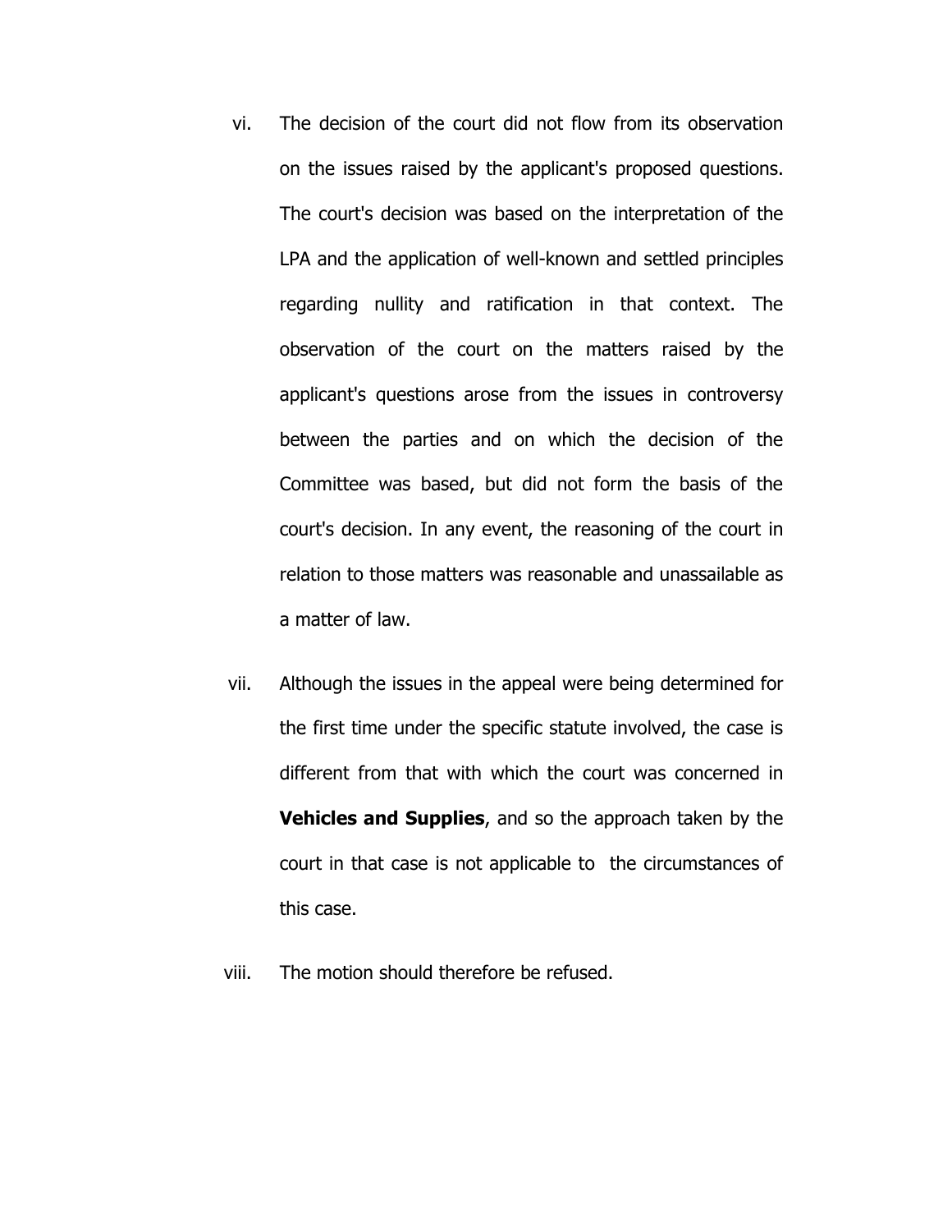vi. The decision of the court did not flow from its observation on the issues raised by the applicant's proposed questions. The court's decision was based on the interpretation of the LPA and the application of well-known and settled principles regarding nullity and ratification in that context. The observation of the court on the matters raised by the applicant's questions arose from the issues in controversy between the parties and on which the decision of the Committee was based, but did not form the basis of the court's decision. In any event, the reasoning of the court in relation to those matters was reasonable and unassailable as a matter of law.

vii. Although the issues in the appeal were being determined for the first time under the specific statute involved, the case is different from that with which the court was concerned in **Vehicles and Supplies**, and so the approach taken by the court in that case is not applicable to the circumstances of this case.

viii. The motion should therefore be refused.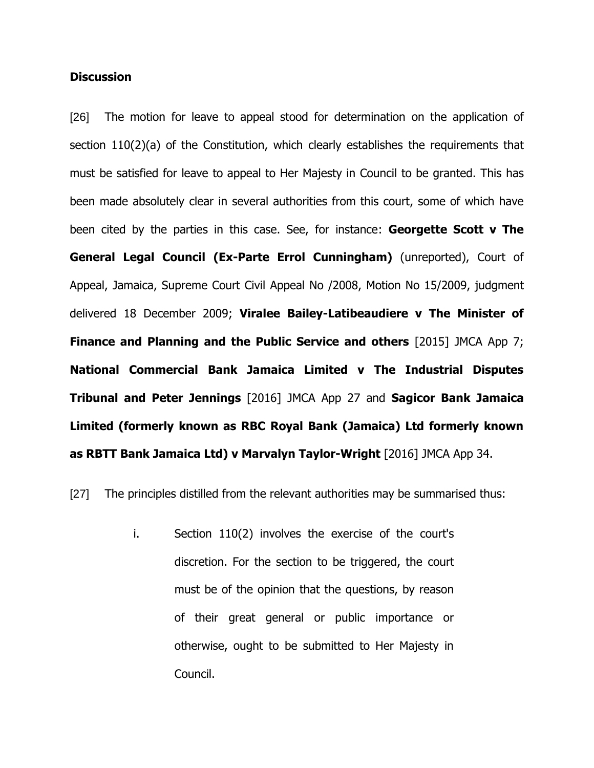**Discussion**

[26] The motion for leave to appeal stood for determination on the application of section 110(2)(a) of the Constitution, which clearly establishes the requirements that must be satisfied for leave to appeal to Her Majesty in Council to be granted. This has been made absolutely clear in several authorities from this court, some of which have been cited by the parties in this case. See, for instance: **Georgette Scott v The General Legal Council (Ex-Parte Errol Cunningham)** (unreported), Court of Appeal, Jamaica, Supreme Court Civil Appeal No /2008, Motion No 15/2009, judgment delivered 18 December 2009; **Viralee Bailey-Latibeaudiere v The Minister of Finance and Planning and the Public Service and others** [2015] JMCA App 7; **National Commercial Bank Jamaica Limited v The Industrial Disputes Tribunal and Peter Jennings** [2016] JMCA App 27 and **Sagicor Bank Jamaica Limited (formerly known as RBC Royal Bank (Jamaica) Ltd formerly known as RBTT Bank Jamaica Ltd) v Marvalyn Taylor-Wright** [2016] JMCA App 34.

[27] The principles distilled from the relevant authorities may be summarised thus:

> i. Section 110(2) involves the exercise of the court's discretion. For the section to be triggered, the court must be of the opinion that the questions, by reason of their great general or public importance or otherwise, ought to be submitted to Her Majesty in Council.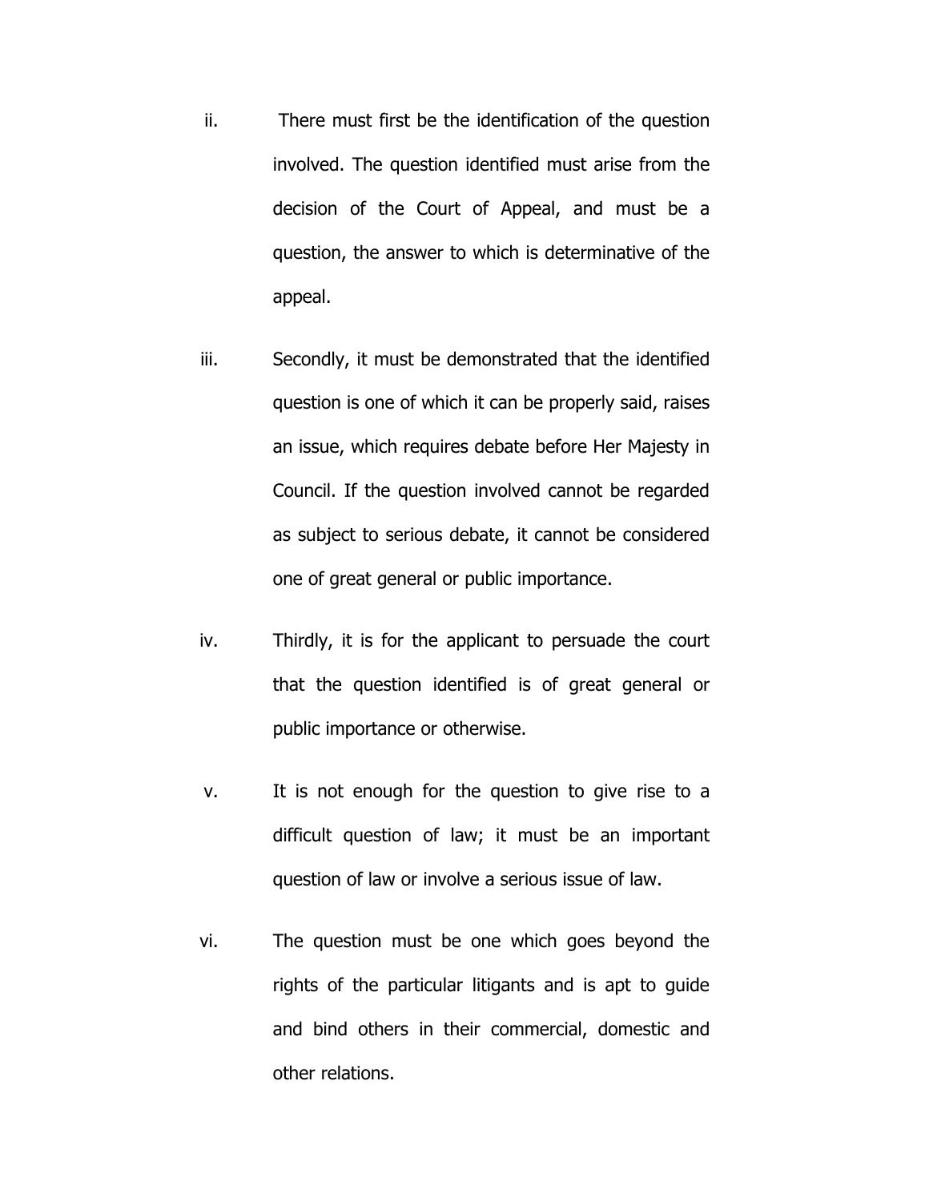ii. There must first be the identification of the question involved. The question identified must arise from the decision of the Court of Appeal, and must be a question, the answer to which is determinative of the appeal.

iii. Secondly, it must be demonstrated that the identified question is one of which it can be properly said, raises an issue, which requires debate before Her Majesty in Council. If the question involved cannot be regarded as subject to serious debate, it cannot be considered one of great general or public importance.

iv. Thirdly, it is for the applicant to persuade the court that the question identified is of great general or public importance or otherwise.

v. It is not enough for the question to give rise to a difficult question of law; it must be an important question of law or involve a serious issue of law.

vi. The question must be one which goes beyond the rights of the particular litigants and is apt to guide and bind others in their commercial, domestic and other relations.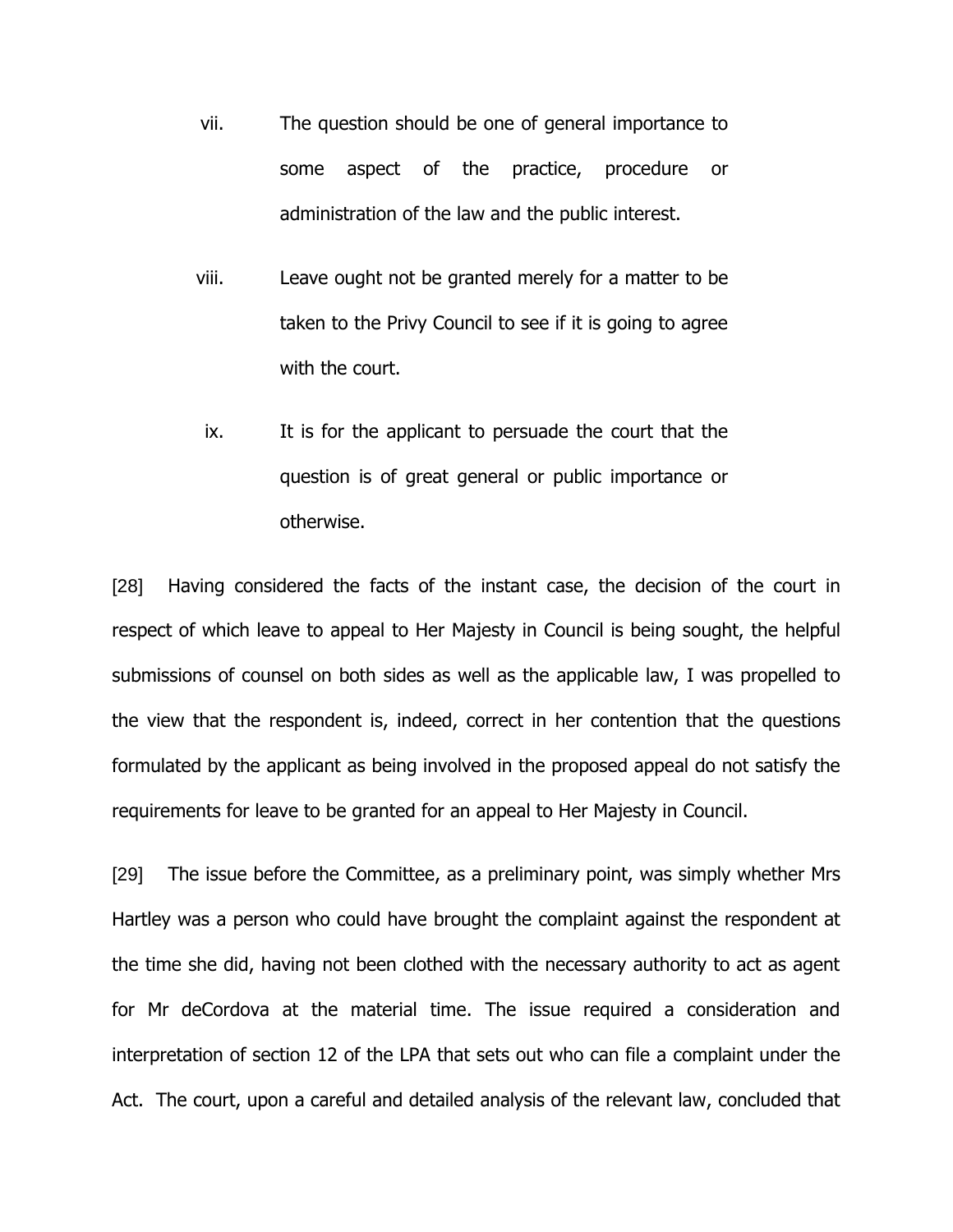vii. The question should be one of general importance to some aspect of the practice, procedure or administration of the law and the public interest.

viii. Leave ought not be granted merely for a matter to be taken to the Privy Council to see if it is going to agree with the court.

ix. It is for the applicant to persuade the court that the question is of great general or public importance or otherwise.

[28] Having considered the facts of the instant case, the decision of the court in respect of which leave to appeal to Her Majesty in Council is being sought, the helpful submissions of counsel on both sides as well as the applicable law, I was propelled to the view that the respondent is, indeed, correct in her contention that the questions formulated by the applicant as being involved in the proposed appeal do not satisfy the requirements for leave to be granted for an appeal to Her Majesty in Council.

[29] The issue before the Committee, as a preliminary point, was simply whether Mrs Hartley was a person who could have brought the complaint against the respondent at the time she did, having not been clothed with the necessary authority to act as agent for Mr deCordova at the material time. The issue required a consideration and interpretation of section 12 of the LPA that sets out who can file a complaint under the Act. The court, upon a careful and detailed analysis of the relevant law, concluded that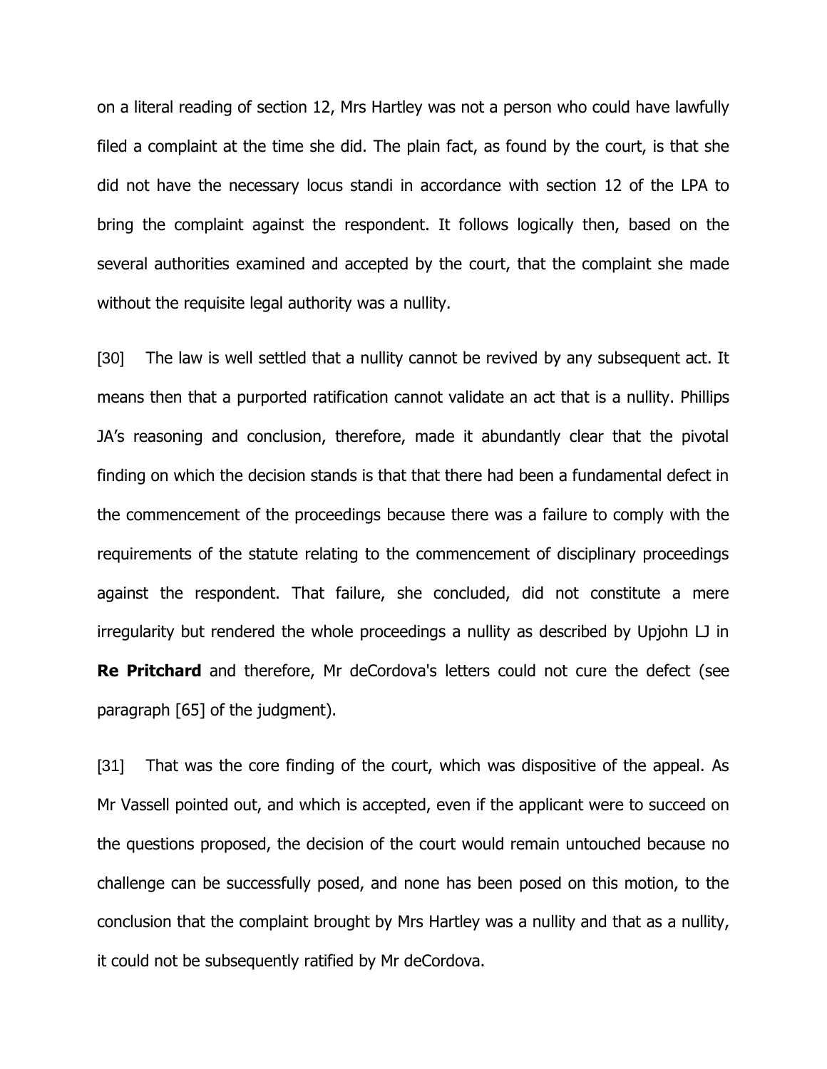on a literal reading of section 12, Mrs Hartley was not a person who could have lawfully filed a complaint at the time she did. The plain fact, as found by the court, is that she did not have the necessary locus standi in accordance with section 12 of the LPA to bring the complaint against the respondent. It follows logically then, based on the several authorities examined and accepted by the court, that the complaint she made without the requisite legal authority was a nullity.

[30] The law is well settled that a nullity cannot be revived by any subsequent act. It means then that a purported ratification cannot validate an act that is a nullity. Phillips JA's reasoning and conclusion, therefore, made it abundantly clear that the pivotal finding on which the decision stands is that that there had been a fundamental defect in the commencement of the proceedings because there was a failure to comply with the requirements of the statute relating to the commencement of disciplinary proceedings against the respondent. That failure, she concluded, did not constitute a mere irregularity but rendered the whole proceedings a nullity as described by Upjohn LJ in **Re Pritchard** and therefore, Mr deCordova's letters could not cure the defect (see paragraph [65] of the judgment).

[31] That was the core finding of the court, which was dispositive of the appeal. As Mr Vassell pointed out, and which is accepted, even if the applicant were to succeed on the questions proposed, the decision of the court would remain untouched because no challenge can be successfully posed, and none has been posed on this motion, to the conclusion that the complaint brought by Mrs Hartley was a nullity and that as a nullity, it could not be subsequently ratified by Mr deCordova.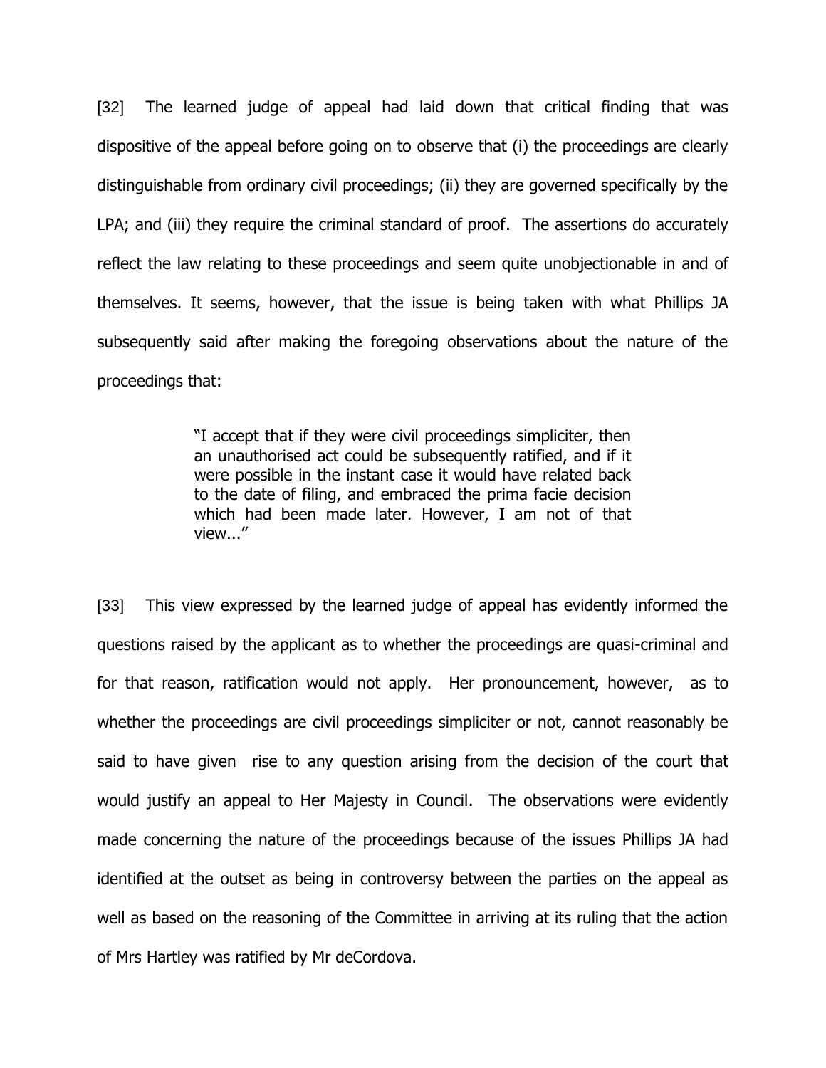[32] The learned judge of appeal had laid down that critical finding that was dispositive of the appeal before going on to observe that (i) the proceedings are clearly distinguishable from ordinary civil proceedings; (ii) they are governed specifically by the LPA; and (iii) they require the criminal standard of proof. The assertions do accurately reflect the law relating to these proceedings and seem quite unobjectionable in and of themselves. It seems, however, that the issue is being taken with what Phillips JA subsequently said after making the foregoing observations about the nature of the proceedings that:

> "I accept that if they were civil proceedings simpliciter, then an unauthorised act could be subsequently ratified, and if it were possible in the instant case it would have related back to the date of filing, and embraced the prima facie decision which had been made later. However, I am not of that view..."

[33] This view expressed by the learned judge of appeal has evidently informed the questions raised by the applicant as to whether the proceedings are quasi-criminal and for that reason, ratification would not apply. Her pronouncement, however, as to whether the proceedings are civil proceedings simpliciter or not, cannot reasonably be said to have given rise to any question arising from the decision of the court that would justify an appeal to Her Majesty in Council. The observations were evidently made concerning the nature of the proceedings because of the issues Phillips JA had identified at the outset as being in controversy between the parties on the appeal as well as based on the reasoning of the Committee in arriving at its ruling that the action of Mrs Hartley was ratified by Mr deCordova.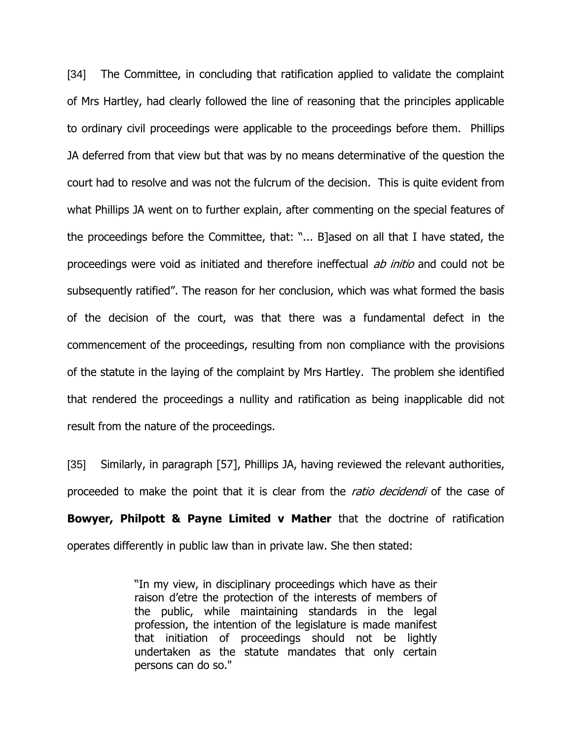[34] The Committee, in concluding that ratification applied to validate the complaint of Mrs Hartley, had clearly followed the line of reasoning that the principles applicable to ordinary civil proceedings were applicable to the proceedings before them. Phillips JA deferred from that view but that was by no means determinative of the question the court had to resolve and was not the fulcrum of the decision. This is quite evident from what Phillips JA went on to further explain, after commenting on the special features of the proceedings before the Committee, that: "... B]ased on all that I have stated, the proceedings were void as initiated and therefore ineffectual *ab initio* and could not be subsequently ratified". The reason for her conclusion, which was what formed the basis of the decision of the court, was that there was a fundamental defect in the commencement of the proceedings, resulting from non compliance with the provisions of the statute in the laying of the complaint by Mrs Hartley. The problem she identified that rendered the proceedings a nullity and ratification as being inapplicable did not result from the nature of the proceedings.

[35] Similarly, in paragraph [57], Phillips JA, having reviewed the relevant authorities, proceeded to make the point that it is clear from the *ratio decidendi* of the case of **Bowyer, Philpott & Payne Limited v Mather** that the doctrine of ratification operates differently in public law than in private law. She then stated:

> "In my view, in disciplinary proceedings which have as their raison d'etre the protection of the interests of members of the public, while maintaining standards in the legal profession, the intention of the legislature is made manifest that initiation of proceedings should not be lightly undertaken as the statute mandates that only certain persons can do so."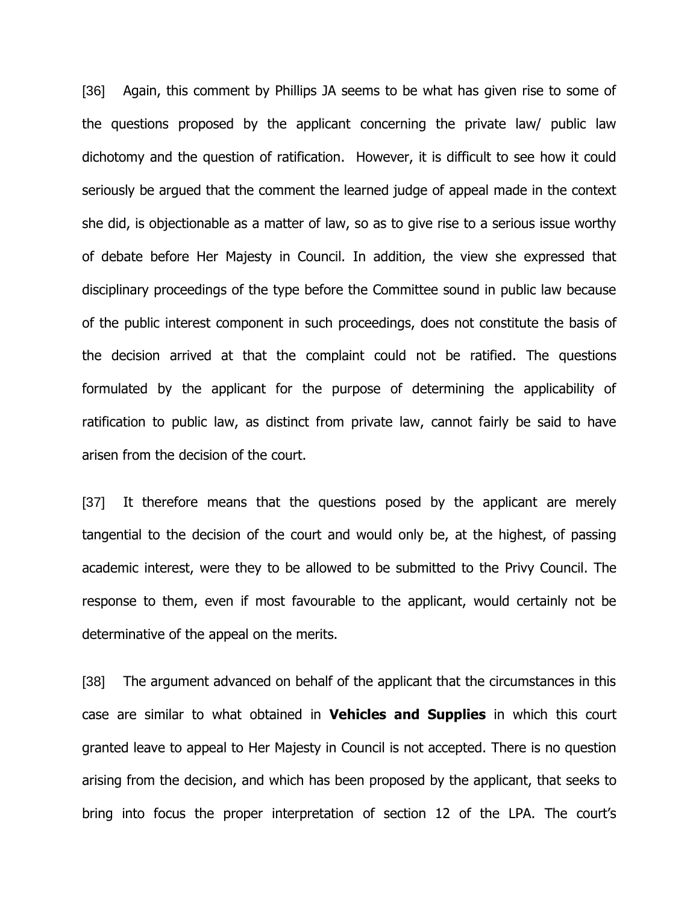[36] Again, this comment by Phillips JA seems to be what has given rise to some of the questions proposed by the applicant concerning the private law/ public law dichotomy and the question of ratification. However, it is difficult to see how it could seriously be argued that the comment the learned judge of appeal made in the context she did, is objectionable as a matter of law, so as to give rise to a serious issue worthy of debate before Her Majesty in Council. In addition, the view she expressed that disciplinary proceedings of the type before the Committee sound in public law because of the public interest component in such proceedings, does not constitute the basis of the decision arrived at that the complaint could not be ratified. The questions formulated by the applicant for the purpose of determining the applicability of ratification to public law, as distinct from private law, cannot fairly be said to have arisen from the decision of the court.

[37] It therefore means that the questions posed by the applicant are merely tangential to the decision of the court and would only be, at the highest, of passing academic interest, were they to be allowed to be submitted to the Privy Council. The response to them, even if most favourable to the applicant, would certainly not be determinative of the appeal on the merits.

[38] The argument advanced on behalf of the applicant that the circumstances in this case are similar to what obtained in **Vehicles and Supplies** in which this court granted leave to appeal to Her Majesty in Council is not accepted. There is no question arising from the decision, and which has been proposed by the applicant, that seeks to bring into focus the proper interpretation of section 12 of the LPA. The court's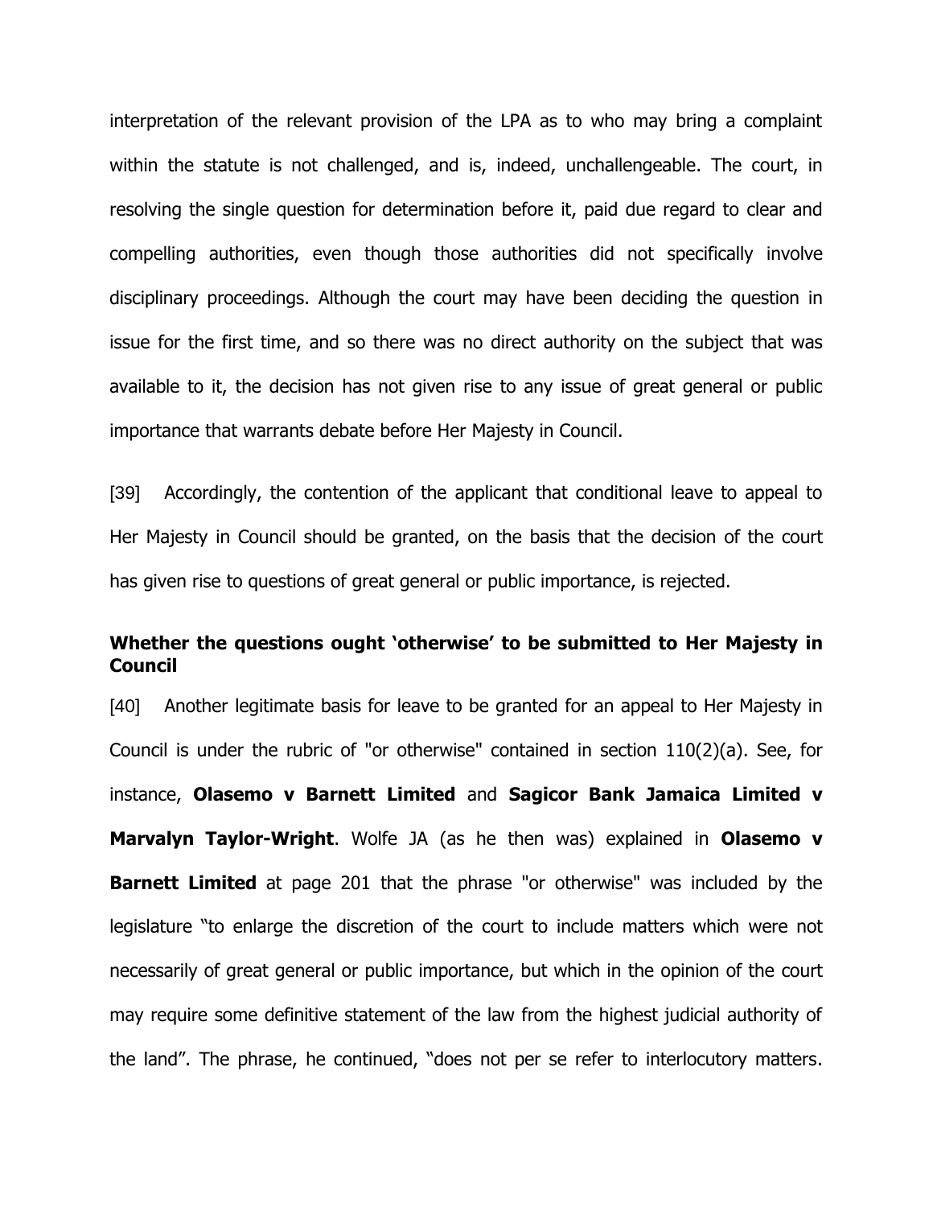interpretation of the relevant provision of the LPA as to who may bring a complaint within the statute is not challenged, and is, indeed, unchallengeable. The court, in resolving the single question for determination before it, paid due regard to clear and compelling authorities, even though those authorities did not specifically involve disciplinary proceedings. Although the court may have been deciding the question in issue for the first time, and so there was no direct authority on the subject that was available to it, the decision has not given rise to any issue of great general or public importance that warrants debate before Her Majesty in Council.

[39] Accordingly, the contention of the applicant that conditional leave to appeal to Her Majesty in Council should be granted, on the basis that the decision of the court has given rise to questions of great general or public importance, is rejected.

**Whether the questions ought 'otherwise' to be submitted to Her Majesty in Council**

[40] Another legitimate basis for leave to be granted for an appeal to Her Majesty in Council is under the rubric of "or otherwise" contained in section 110(2)(a). See, for instance, **Olasemo v Barnett Limited** and **Sagicor Bank Jamaica Limited v Marvalyn Taylor-Wright**. Wolfe JA (as he then was) explained in **Olasemo v Barnett Limited** at page 201 that the phrase "or otherwise" was included by the legislature "to enlarge the discretion of the court to include matters which were not necessarily of great general or public importance, but which in the opinion of the court may require some definitive statement of the law from the highest judicial authority of the land". The phrase, he continued, "does not per se refer to interlocutory matters.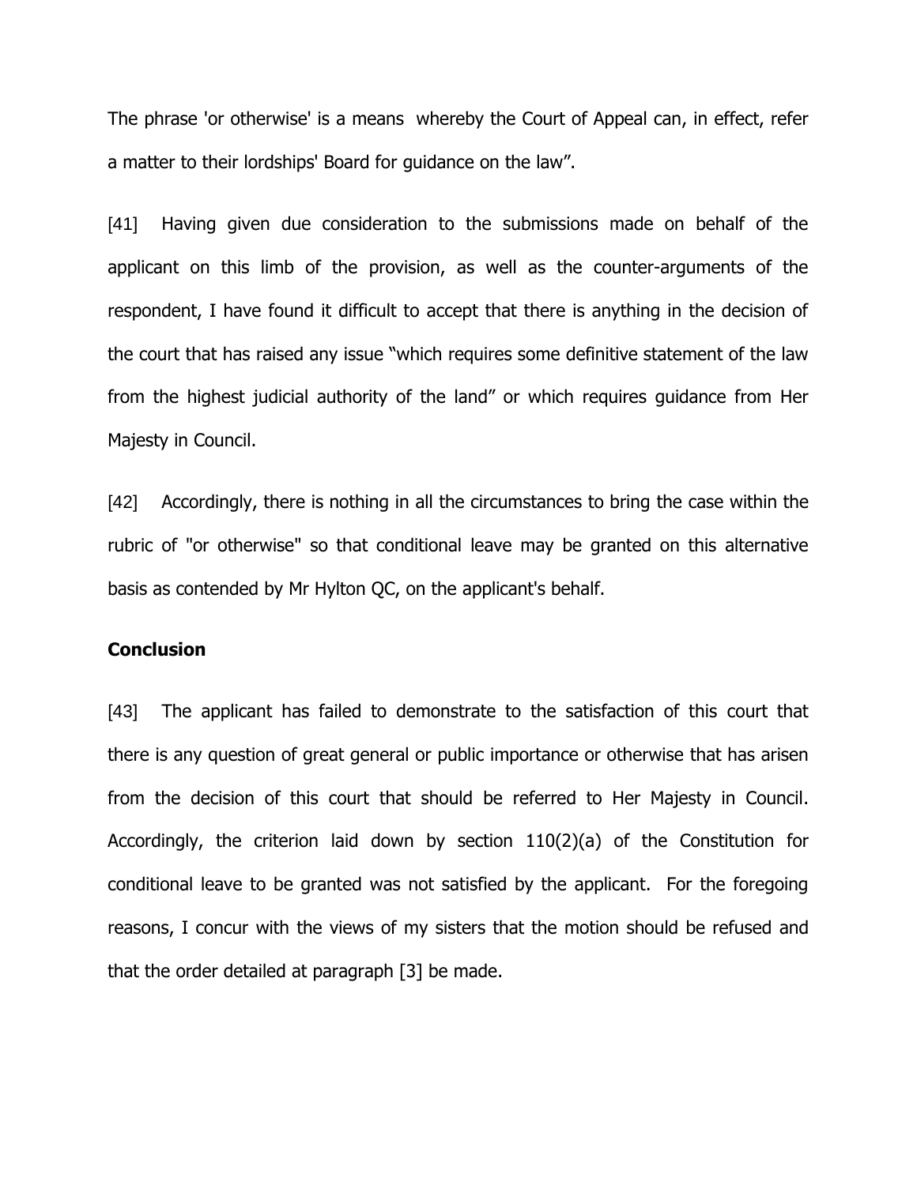The phrase 'or otherwise' is a means whereby the Court of Appeal can, in effect, refer a matter to their lordships' Board for guidance on the law".

[41] Having given due consideration to the submissions made on behalf of the applicant on this limb of the provision, as well as the counter-arguments of the respondent, I have found it difficult to accept that there is anything in the decision of the court that has raised any issue "which requires some definitive statement of the law from the highest judicial authority of the land" or which requires guidance from Her Majesty in Council.

[42] Accordingly, there is nothing in all the circumstances to bring the case within the rubric of "or otherwise" so that conditional leave may be granted on this alternative basis as contended by Mr Hylton QC, on the applicant's behalf.

**Conclusion**

[43] The applicant has failed to demonstrate to the satisfaction of this court that there is any question of great general or public importance or otherwise that has arisen from the decision of this court that should be referred to Her Majesty in Council. Accordingly, the criterion laid down by section 110(2)(a) of the Constitution for conditional leave to be granted was not satisfied by the applicant. For the foregoing reasons, I concur with the views of my sisters that the motion should be refused and that the order detailed at paragraph [3] be made.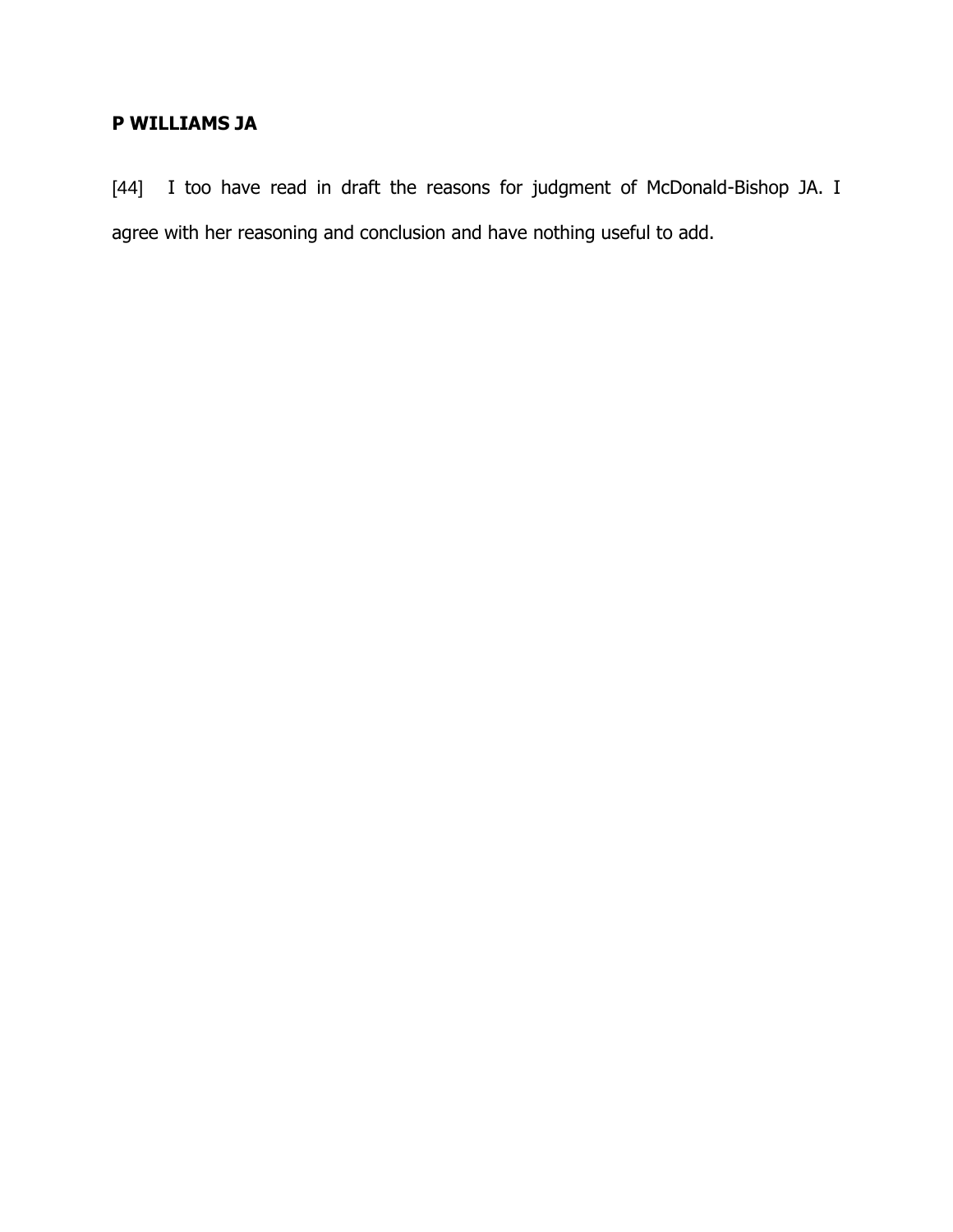**P WILLIAMS JA**

[44] I too have read in draft the reasons for judgment of McDonald-Bishop JA. I agree with her reasoning and conclusion and have nothing useful to add.